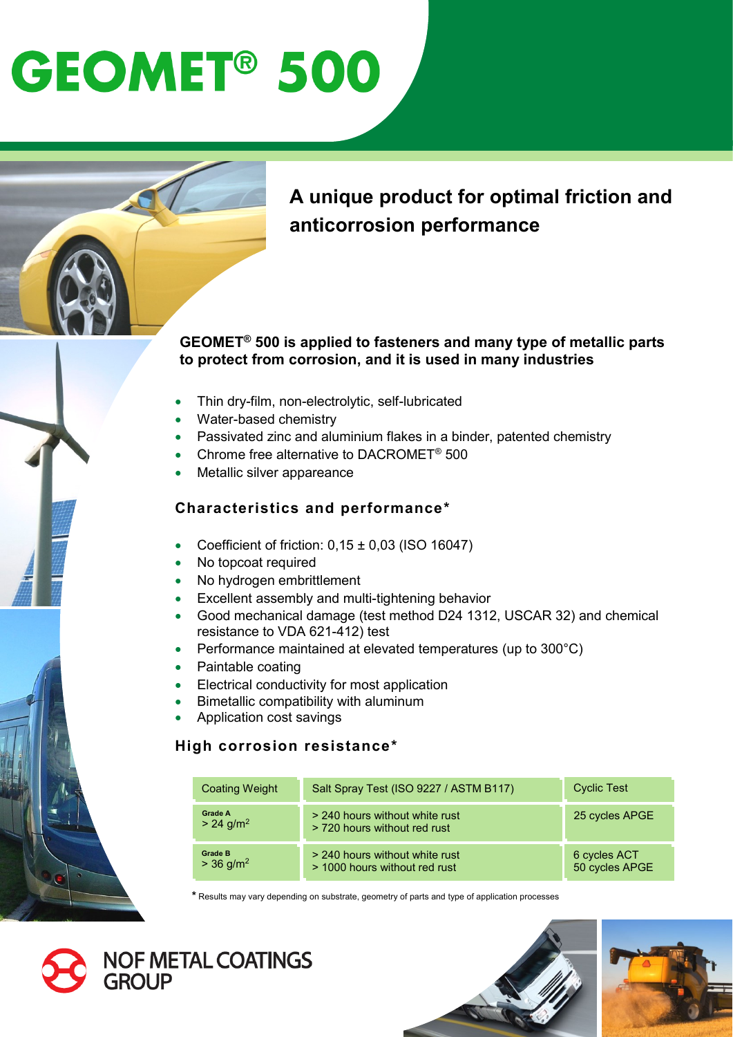# GEOMET® 500

## A unique product for optimal friction and anticorrosion performance

**GEOMET® 500 is applied to fasteners and many type of metallic parts to protect from corrosion, and it is used in many industries**

- Thin dry-film, non-electrolytic, self-lubricated
- Water-based chemistry
- Passivated zinc and aluminium flakes in a binder, patented chemistry
- Chrome free alternative to DACROMET® 500
- Metallic silver appareance

### Characteristics and performance*

- Coefficient of friction: 0,15 ± 0,03 (ISO 16047)
- No topcoat required
- No hydrogen embrittlement
- Excellent assembly and multi-tightening behavior
- Good mechanical damage (test method D24 1312, USCAR 32) and chemical resistance to VDA 621-412) test
- Performance maintained at elevated temperatures (up to 300°C)
- Paintable coating
- Electrical conductivity for most application
- Bimetallic compatibility with aluminum
- Application cost savings

### High corrosion resistance*

| Coating Weight | Salt Spray Test (ISO 9227 / ASTM B117) | Cyclic Test |
|---|---|---|
| Grade A<br>> 24 g/m² | > 240 hours without white rust<br>> 720 hours without red rust | 25 cycles APGE |
| Grade B<br>> 36 g/m² | > 240 hours without white rust<br>> 1000 hours without red rust | 6 cycles ACT<br>50 cycles APGE |

\* Results may vary depending on substrate, geometry of parts and type of application processes

NOF METAL COATINGS GROUP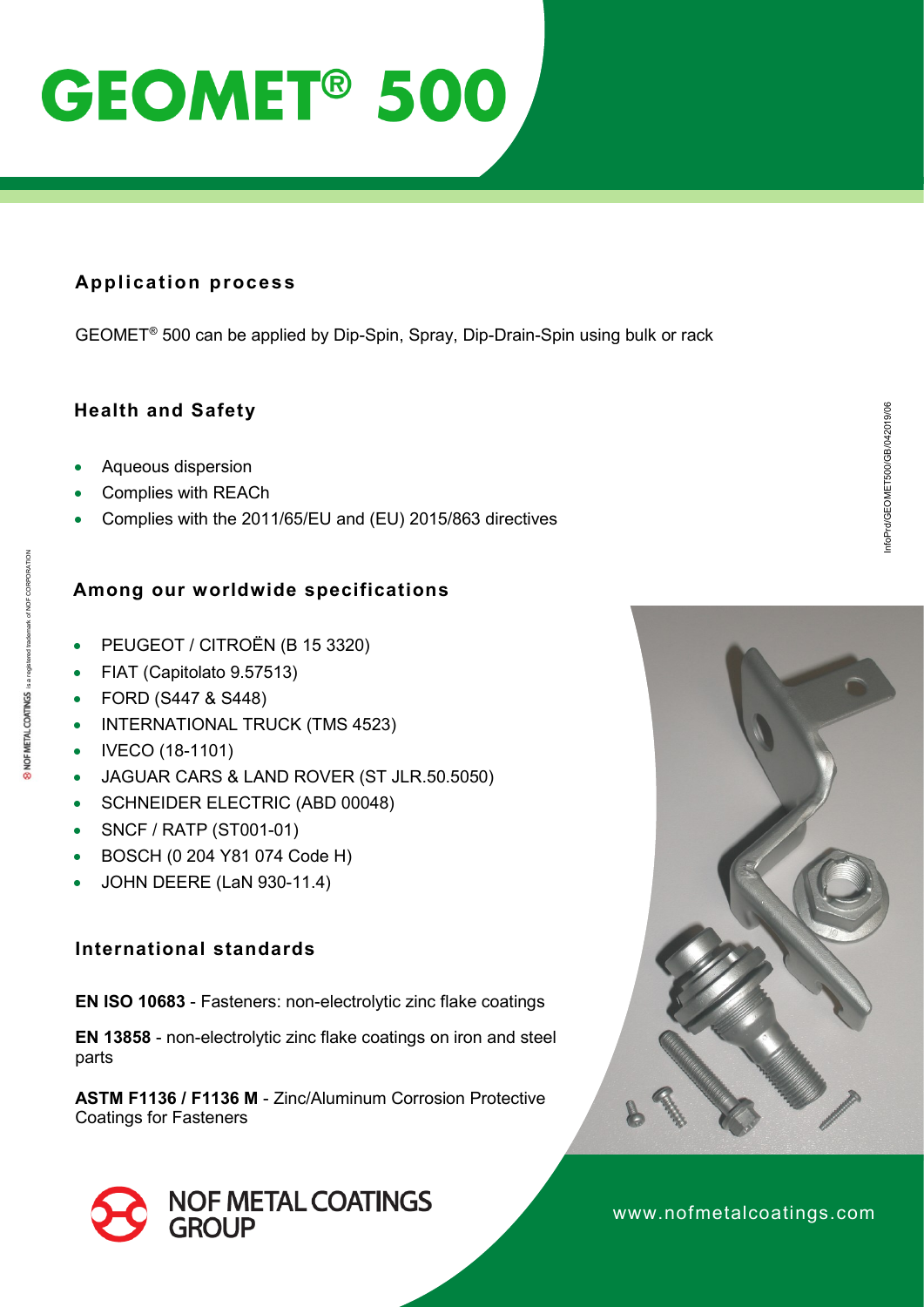# GEOMET® 500

## Application process

GEOMET® 500 can be applied by Dip-Spin, Spray, Dip-Drain-Spin using bulk or rack

## Health and Safety

- Aqueous dispersion
- Complies with REACh
- Complies with the 2011/65/EU and (EU) 2015/863 directives

## Among our worldwide specifications

- PEUGEOT / CITROËN (B 15 3320)
- FIAT (Capitolato 9.57513)
- FORD (S447 & S448)
- INTERNATIONAL TRUCK (TMS 4523)
- IVECO (18-1101)
- JAGUAR CARS & LAND ROVER (ST JLR.50.5050)
- SCHNEIDER ELECTRIC (ABD 00048)
- SNCF / RATP (ST001-01)
- BOSCH (0 204 Y81 074 Code H)
- JOHN DEERE (LaN 930-11.4)

## International standards

**EN ISO 10683** - Fasteners: non-electrolytic zinc flake coatings

**EN 13858** - non-electrolytic zinc flake coatings on iron and steel parts

**ASTM F1136 / F1136 M** - Zinc/Aluminum Corrosion Protective Coatings for Fasteners

NOF METAL COATINGS GROUP

www.nofmetalcoatings.com

InfoPrd/GEOMET500/GB/042019/06

NOF METAL COATINGS is a registered trademark of NOF CORPORATION